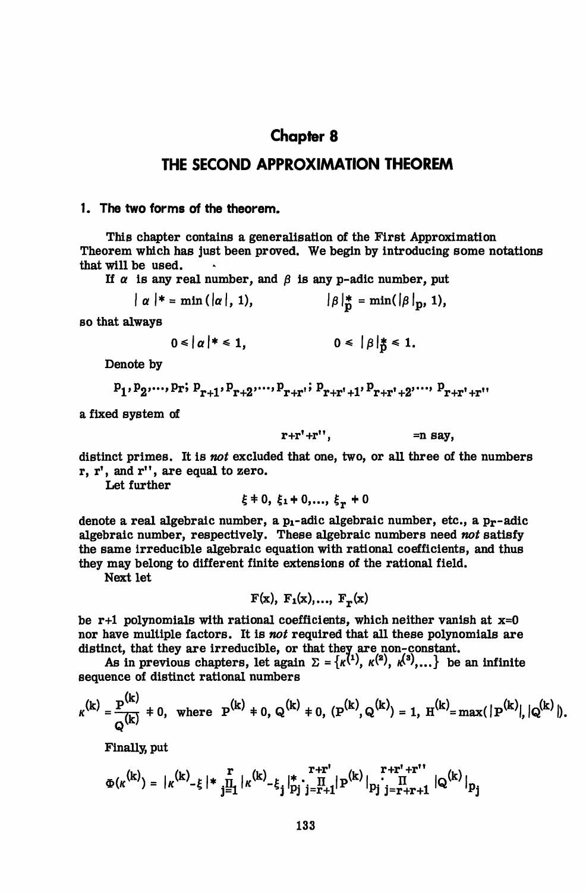# Chapter 8

# THE SECOND APPROXIMATION THEOREM

## 1. The two forms of the theorem.

This chapter contains a generalisation of the First Approximation Theorem which has just been proved. We begin by introducing some notations that will be used.

If $\alpha$ is any real number, and $\beta$ is any p-adic number, put

$$|\alpha|^* = \min(|\alpha|, 1), \qquad |\beta|_p^* = \min(|\beta|_p, 1),$$

so that always

$$0 \leq |\alpha|^* \leq 1, \qquad 0 \leq |\beta|_p^* \leq 1.$$

Denote by

$$p_1, p_2, \ldots, p_r;\ p_{r+1}, p_{r+2}, \ldots, p_{r+r'};\ p_{r+r'+1}, p_{r+r'+2}, \ldots, p_{r+r'+r''}$$

a fixed system of

$$r+r'+r'', \qquad =n \text{ say},$$

distinct primes. It is *not* excluded that one, two, or all three of the numbers $r$, $r'$, and $r''$, are equal to zero.

Let further

$$\xi \neq 0,\ \xi_1 \neq 0, \ldots,\ \xi_r \neq 0$$

denote a real algebraic number, a $p_1$-adic algebraic number, etc., a $p_r$-adic algebraic number, respectively. These algebraic numbers need *not* satisfy the same irreducible algebraic equation with rational coefficients, and thus they may belong to different finite extensions of the rational field.

Next let

$$F(x),\ F_1(x), \ldots,\ F_r(x)$$

be $r+1$ polynomials with rational coefficients, which neither vanish at $x=0$ nor have multiple factors. It is *not* required that all these polynomials are distinct, that they are irreducible, or that they are non-constant.

As in previous chapters, let again $\Sigma = \{\kappa^{(1)}, \kappa^{(2)}, \kappa^{(3)}, \ldots\}$ be an infinite sequence of distinct rational numbers

$$\kappa^{(k)} = \frac{P^{(k)}}{Q^{(k)}} \neq 0, \text{ where } P^{(k)} \neq 0,\ Q^{(k)} \neq 0,\ (P^{(k)}, Q^{(k)}) = 1,\ H^{(k)} = \max(|P^{(k)}|, |Q^{(k)}|).$$

Finally, put

$$\Phi(\kappa^{(k)}) = |\kappa^{(k)} - \xi|^* \cdot \prod_{j=1}^{r} |\kappa^{(k)} - \xi_j|_{p_j}^* \cdot \prod_{j=r+1}^{r+r'} |P^{(k)}|_{p_j} \cdot \prod_{j=r+r'+1}^{r+r'+r''} |Q^{(k)}|_{p_j}$$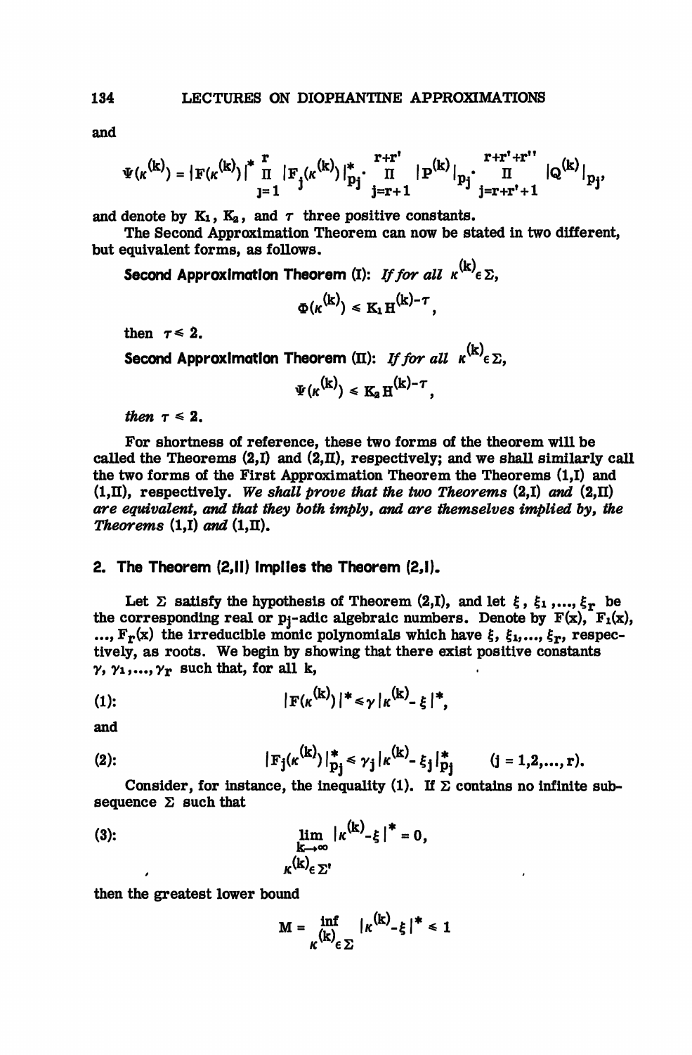and

$$\Psi(\kappa^{(k)}) = |F(\kappa^{(k)})|^* \prod_{j=1}^{r} |F_j(\kappa^{(k)})|^*_{p_j} \cdot \prod_{j=r+1}^{r+r'} |P^{(k)}|_{p_j} \cdot \prod_{j=r+r'+1}^{r+r'+r''} |Q^{(k)}|_{p_j},$$

and denote by $K_1$, $K_2$, and $\tau$ three positive constants.

The Second Approximation Theorem can now be stated in two different, but equivalent forms, as follows.

**Second Approximation Theorem (I):** *If for all* $\kappa^{(k)} \epsilon \Sigma$,

$$\Phi(\kappa^{(k)}) \leq K_1 H^{(k)-\tau},$$

then $\tau \leq 2$.

**Second Approximation Theorem (II):** *If for all* $\kappa^{(k)} \epsilon \Sigma$,

$$\Psi(\kappa^{(k)}) \leq K_2 H^{(k)-\tau},$$

*then* $\tau \leq 2$.

For shortness of reference, these two forms of the theorem will be called the Theorems (2,I) and (2,II), respectively; and we shall similarly call the two forms of the First Approximation Theorem the Theorems (1,I) and (1,II), respectively. *We shall prove that the two Theorems (2,I) and (2,II) are equivalent, and that they both imply, and are themselves implied by, the Theorems (1,I) and (1,II).*

## 2. The Theorem (2,II) implies the Theorem (2,I).

Let $\Sigma$ satisfy the hypothesis of Theorem (2,I), and let $\xi$, $\xi_1, \ldots, \xi_r$ be the corresponding real or $p_j$-adic algebraic numbers. Denote by $F(x)$, $F_1(x)$, $\ldots, F_r(x)$ the irreducible monic polynomials which have $\xi, \xi_1, \ldots, \xi_r$, respectively, as roots. We begin by showing that there exist positive constants $\gamma, \gamma_1, \ldots, \gamma_r$ such that, for all k,

$$(1): \qquad |F(\kappa^{(k)})|^* \leq \gamma |\kappa^{(k)} - \xi|^*,$$

and

$$(2): \qquad |F_j(\kappa^{(k)})|^*_{p_j} \leq \gamma_j |\kappa^{(k)} - \xi_j|^*_{p_j} \qquad (j = 1,2,\ldots,r).$$

Consider, for instance, the inequality (1). If $\Sigma$ contains no infinite subsequence $\Sigma$ such that

$$(3): \qquad \lim_{\substack{k\to\infty \\ \kappa^{(k)} \epsilon \Sigma'}} |\kappa^{(k)} - \xi|^* = 0,$$

then the greatest lower bound

$$M = \inf_{\kappa^{(k)} \epsilon \Sigma} |\kappa^{(k)} - \xi|^* \leq 1$$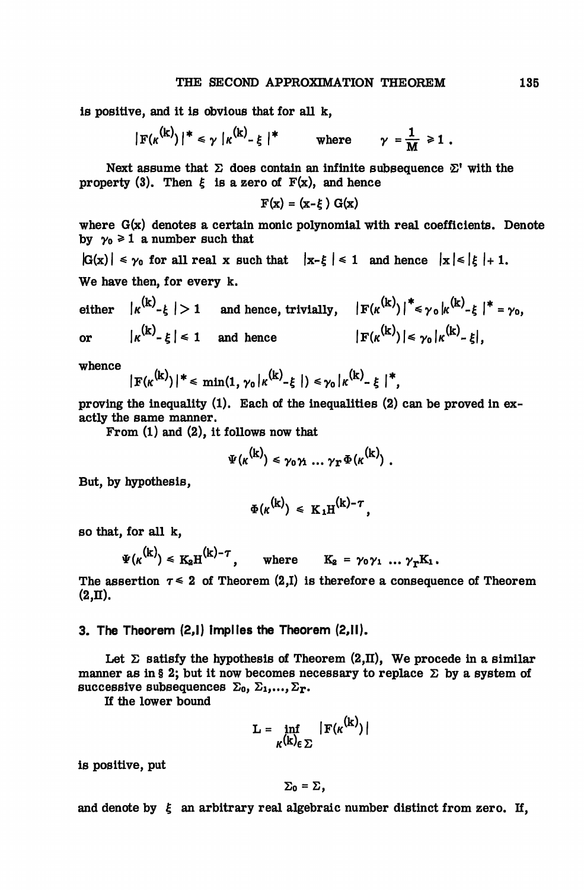is positive, and it is obvious that for all k,

$$|F(\kappa^{(k)})|^* \leqslant \gamma \, |\kappa^{(k)} - \xi \,|^* \qquad \text{where} \qquad \gamma = \frac{1}{M} \geqslant 1 \, .$$

Next assume that $\Sigma$ does contain an infinite subsequence $\Sigma'$ with the property (3). Then $\xi$ is a zero of $F(x)$, and hence

$$F(x) = (x - \xi) \, G(x)$$

where $G(x)$ denotes a certain monic polynomial with real coefficients. Denote by $\gamma_0 \geqslant 1$ a number such that

$|G(x)| \leqslant \gamma_0$ for all real x such that $|x - \xi| \leqslant 1$ and hence $|x| \leqslant |\xi| + 1$.

We have then, for every k.

either $|\kappa^{(k)} - \xi| > 1$ and hence, trivially, $|F(\kappa^{(k)})|^* \leqslant \gamma_0 |\kappa^{(k)} - \xi|^* = \gamma_0$,

or $|\kappa^{(k)} - \xi| \leqslant 1$ and hence $|F(\kappa^{(k)})| \leqslant \gamma_0 |\kappa^{(k)} - \xi|$,

whence

$$|F(\kappa^{(k)})|^* \leqslant \min(1, \gamma_0 |\kappa^{(k)} - \xi|) \leqslant \gamma_0 |\kappa^{(k)} - \xi|^*,$$

proving the inequality (1). Each of the inequalities (2) can be proved in exactly the same manner.

From (1) and (2), it follows now that

$$\Psi(\kappa^{(k)}) \leqslant \gamma_0 \gamma_1 \ldots \gamma_r \Phi(\kappa^{(k)}) \, .$$

But, by hypothesis,

$$\Phi(\kappa^{(k)}) \leqslant K_1 H^{(k) - \tau},$$

so that, for all k,

$$\Psi(\kappa^{(k)}) \leqslant K_2 H^{(k) - \tau}, \qquad \text{where} \qquad K_2 = \gamma_0 \gamma_1 \ldots \gamma_r K_1 \, .$$

The assertion $\tau \leqslant 2$ of Theorem (2,I) is therefore a consequence of Theorem (2,II).

## 3. The Theorem (2,I) implies the Theorem (2,II).

Let $\Sigma$ satisfy the hypothesis of Theorem (2,II), We procede in a similar manner as in § 2; but it now becomes necessary to replace $\Sigma$ by a system of successive subsequences $\Sigma_0, \Sigma_1, \ldots, \Sigma_r$.

If the lower bound

$$L = \inf_{\kappa^{(k)} \in \Sigma} |F(\kappa^{(k)})|$$

is positive, put

$$\Sigma_0 = \Sigma,$$

and denote by $\xi$ an arbitrary real algebraic number distinct from zero. If,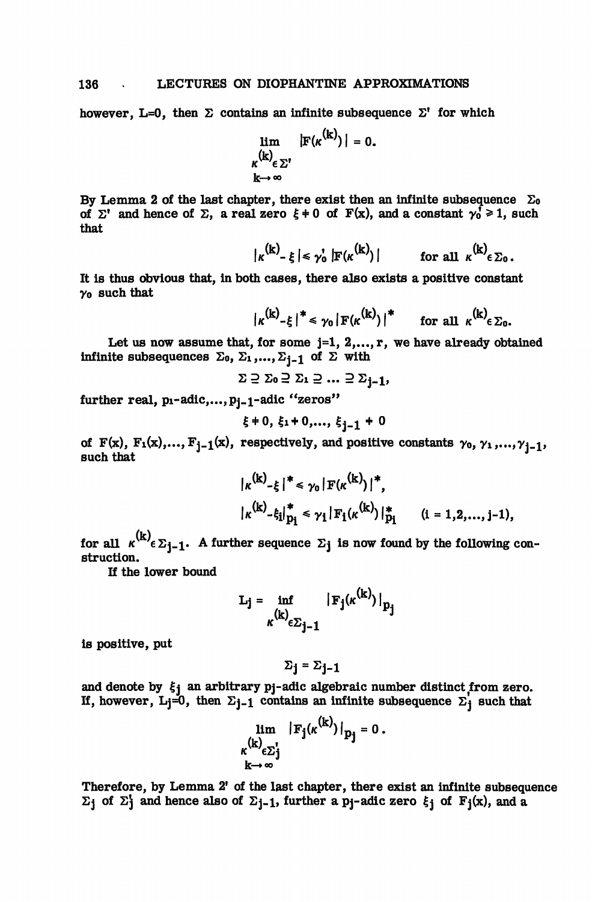however, $L=0$, then $\Sigma$ contains an infinite subsequence $\Sigma'$ for which

$$\lim_{\substack{\kappa^{(k)} \in \Sigma' \\ k \to \infty}} |F(\kappa^{(k)})| = 0.$$

By Lemma 2 of the last chapter, there exist then an infinite subsequence $\Sigma_0$ of $\Sigma'$ and hence of $\Sigma$, a real zero $\xi \neq 0$ of $F(x)$, and a constant $\gamma_0' \geqslant 1$, such that

$$|\kappa^{(k)} - \xi| \leqslant \gamma_0' |F(\kappa^{(k)})| \qquad \text{for all } \kappa^{(k)} \in \Sigma_0.$$

It is thus obvious that, in both cases, there also exists a positive constant $\gamma_0$ such that

$$|\kappa^{(k)} - \xi|^* \leqslant \gamma_0 |F(\kappa^{(k)})|^* \qquad \text{for all } \kappa^{(k)} \in \Sigma_0.$$

Let us now assume that, for some $j=1, 2, \ldots, r$, we have already obtained infinite subsequences $\Sigma_0, \Sigma_1, \ldots, \Sigma_{j-1}$ of $\Sigma$ with

$$\Sigma \supseteq \Sigma_0 \supseteq \Sigma_1 \supseteq \ldots \supseteq \Sigma_{j-1},$$

further real, $p_1$-adic,..., $p_{j-1}$-adic "zeros"

$$\xi \neq 0, \; \xi_1 \neq 0, \ldots, \; \xi_{j-1} \neq 0$$

of $F(x), F_1(x), \ldots, F_{j-1}(x)$, respectively, and positive constants $\gamma_0, \gamma_1, \ldots, \gamma_{j-1}$, such that

$$|\kappa^{(k)} - \xi|^* \leqslant \gamma_0 |F(\kappa^{(k)})|^*,$$

$$|\kappa^{(k)} - \xi_i|^*_{p_i} \leqslant \gamma_i |F_i(\kappa^{(k)})|^*_{p_i} \qquad (i = 1, 2, \ldots, j-1),$$

for all $\kappa^{(k)} \in \Sigma_{j-1}$. A further sequence $\Sigma_j$ is now found by the following construction.

If the lower bound

$$L_j = \inf_{\kappa^{(k)} \in \Sigma_{j-1}} |F_j(\kappa^{(k)})|_{p_j}$$

is positive, put

$$\Sigma_j = \Sigma_{j-1}$$

and denote by $\xi_j$ an arbitrary $p_j$-adic algebraic number distinct from zero. If, however, $L_j=0$, then $\Sigma_{j-1}$ contains an infinite subsequence $\Sigma_j'$ such that

$$\lim_{\substack{\kappa^{(k)} \in \Sigma_j' \\ k \to \infty}} |F_j(\kappa^{(k)})|_{p_j} = 0.$$

Therefore, by Lemma 2' of the last chapter, there exist an infinite subsequence $\Sigma_j$ of $\Sigma_j'$ and hence also of $\Sigma_{j-1}$, further a $p_j$-adic zero $\xi_j$ of $F_j(x)$, and a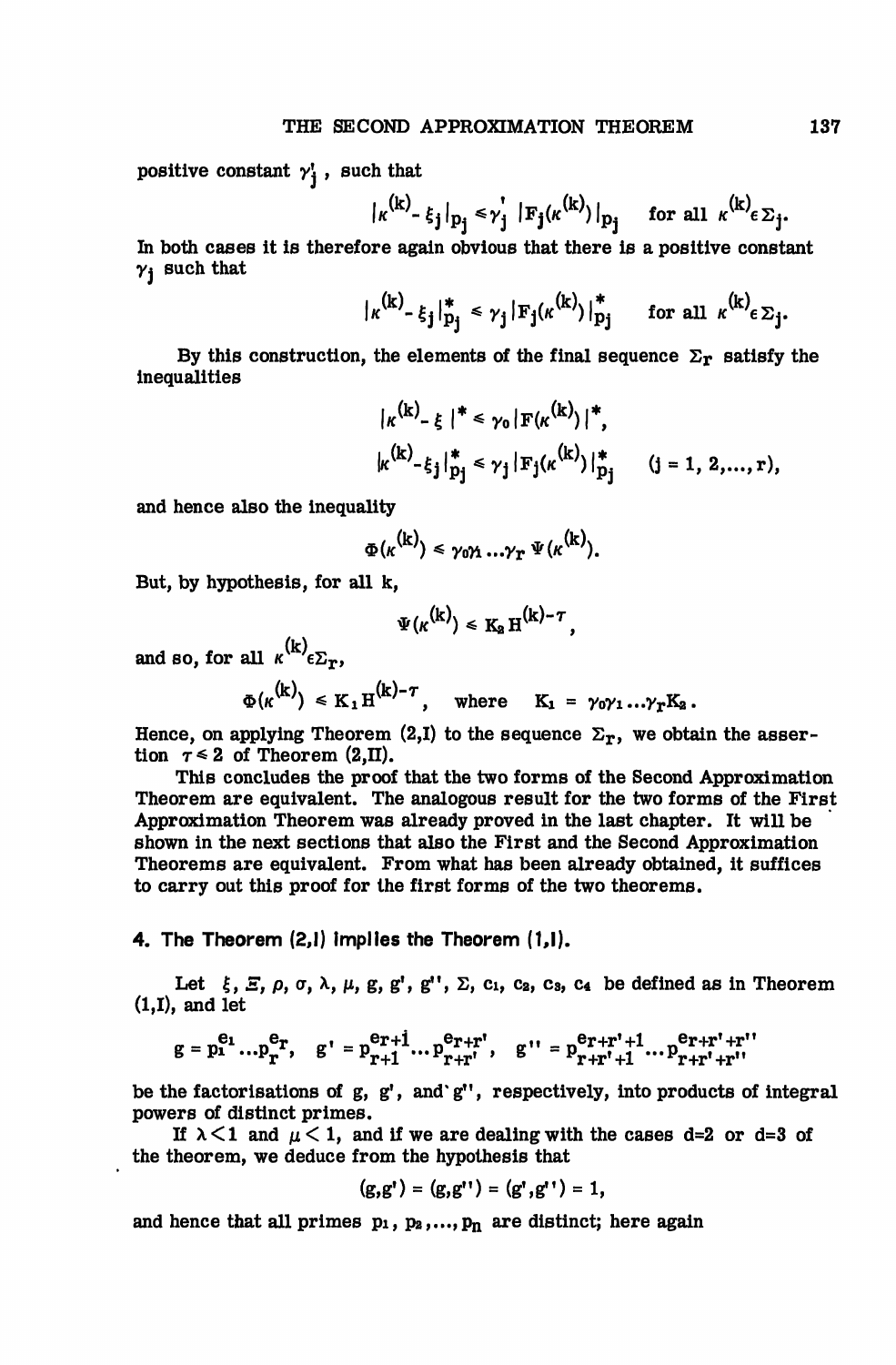positive constant $\gamma_j'$, such that

$$|\kappa^{(k)} - \xi_j|_{p_j} \leq \gamma_j' \; |F_j(\kappa^{(k)})|_{p_j} \quad \text{for all } \kappa^{(k)} \epsilon \Sigma_j.$$

In both cases it is therefore again obvious that there is a positive constant $\gamma_j$ such that

$$|\kappa^{(k)} - \xi_j|_{p_j}^* \leq \gamma_j |F_j(\kappa^{(k)})|_{p_j}^* \quad \text{for all } \kappa^{(k)} \epsilon \Sigma_j.$$

By this construction, the elements of the final sequence $\Sigma_r$ satisfy the inequalities

$$|\kappa^{(k)} - \xi|^* \leq \gamma_0 |F(\kappa^{(k)})|^*,$$

$$|\kappa^{(k)} - \xi_j|_{p_j}^* \leq \gamma_j |F_j(\kappa^{(k)})|_{p_j}^* \quad (j = 1, 2, \ldots, r),$$

and hence also the inequality

$$\Phi(\kappa^{(k)}) \leq \gamma_0 \gamma_1 \ldots \gamma_r \, \Psi(\kappa^{(k)}).$$

But, by hypothesis, for all k,

$$\Psi(\kappa^{(k)}) \leq K_2 H^{(k)-\tau},$$

and so, for all $\kappa^{(k)} \epsilon \Sigma_r$,

$$\Phi(\kappa^{(k)}) \leq K_1 H^{(k)-\tau}, \quad \text{where} \quad K_1 = \gamma_0 \gamma_1 \ldots \gamma_r K_2.$$

Hence, on applying Theorem (2,I) to the sequence $\Sigma_r$, we obtain the assertion $\tau \leq 2$ of Theorem (2,II).

This concludes the proof that the two forms of the Second Approximation Theorem are equivalent. The analogous result for the two forms of the First Approximation Theorem was already proved in the last chapter. It will be shown in the next sections that also the First and the Second Approximation Theorems are equivalent. From what has been already obtained, it suffices to carry out this proof for the first forms of the two theorems.

## 4. The Theorem (2,I) implies the Theorem (1,I).

Let $\xi$, $\Xi$, $\rho$, $\sigma$, $\lambda$, $\mu$, g, g', g'', $\Sigma$, $c_1$, $c_2$, $c_3$, $c_4$ be defined as in Theorem (1,I), and let

$$g = p_1^{e_1} \ldots p_r^{e_r}, \quad g' = p_{r+1}^{e_{r+1}} \ldots p_{r+r'}^{e_{r+r'}}, \quad g'' = p_{r+r'+1}^{e_{r+r'+1}} \ldots p_{r+r'+r''}^{e_{r+r'+r''}}$$

be the factorisations of g, g', and g'', respectively, into products of integral powers of distinct primes.

If $\lambda < 1$ and $\mu < 1$, and if we are dealing with the cases d=2 or d=3 of the theorem, we deduce from the hypothesis that

$$(g, g') = (g, g'') = (g', g'') = 1,$$

and hence that all primes $p_1, p_2, \ldots, p_n$ are distinct; here again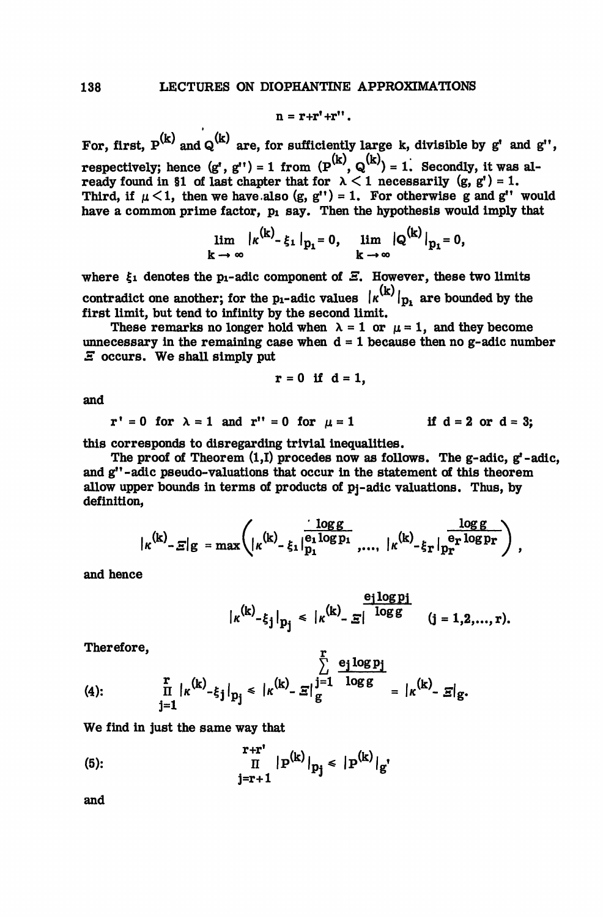$$n = r + r' + r''.$$

For, first, $P^{(k)}$ and $Q^{(k)}$ are, for sufficiently large k, divisible by $g'$ and $g''$, respectively; hence $(g', g'') = 1$ from $(P^{(k)}, Q^{(k)}) = 1$. Secondly, it was already found in §1 of last chapter that for $\lambda < 1$ necessarily $(g, g') = 1$. Third, if $\mu < 1$, then we have also $(g, g'') = 1$. For otherwise g and $g''$ would have a common prime factor, $p_1$ say. Then the hypothesis would imply that

$$\lim_{k \to \infty} |\kappa^{(k)} - \xi_1|_{p_1} = 0, \quad \lim_{k \to \infty} |Q^{(k)}|_{p_1} = 0,$$

where $\xi_1$ denotes the $p_1$-adic component of $\Xi$. However, these two limits contradict one another; for the $p_1$-adic values $|\kappa^{(k)}|_{p_1}$ are bounded by the first limit, but tend to infinity by the second limit.

These remarks no longer hold when $\lambda = 1$ or $\mu = 1$, and they become unnecessary in the remaining case when $d = 1$ because then no g-adic number $\Xi$ occurs. We shall simply put

$$r = 0 \text{ if } d = 1,$$

and

$$r' = 0 \text{ for } \lambda = 1 \text{ and } r'' = 0 \text{ for } \mu = 1 \qquad \text{if } d = 2 \text{ or } d = 3;$$

this corresponds to disregarding trivial inequalities.

The proof of Theorem (1,I) procedes now as follows. The g-adic, $g'$-adic, and $g''$-adic pseudo-valuations that occur in the statement of this theorem allow upper bounds in terms of products of $p_j$-adic valuations. Thus, by definition,

$$|\kappa^{(k)} - \Xi|_g = \max\left( |\kappa^{(k)} - \xi_1|_{p_1}^{\frac{\log g}{e_1 \log p_1}}, \ldots, |\kappa^{(k)} - \xi_r|_{p_r}^{\frac{\log g}{e_r \log p_r}} \right),$$

and hence

$$|\kappa^{(k)} - \xi_j|_{p_j} \leqslant |\kappa^{(k)} - \Xi|^{\frac{e_j \log p_j}{\log g}} \qquad (j = 1, 2, \ldots, r).$$

Therefore,

$$(4): \qquad \prod_{j=1}^{r} |\kappa^{(k)} - \xi_j|_{p_j} \leqslant |\kappa^{(k)} - \Xi|_g^{\sum_{j=1}^{r} \frac{e_j \log p_j}{\log g}} = |\kappa^{(k)} - \Xi|_g.$$

We find in just the same way that

$$(5): \qquad \prod_{j=r+1}^{r+r'} |P^{(k)}|_{p_j} \leqslant |P^{(k)}|_{g'}$$

and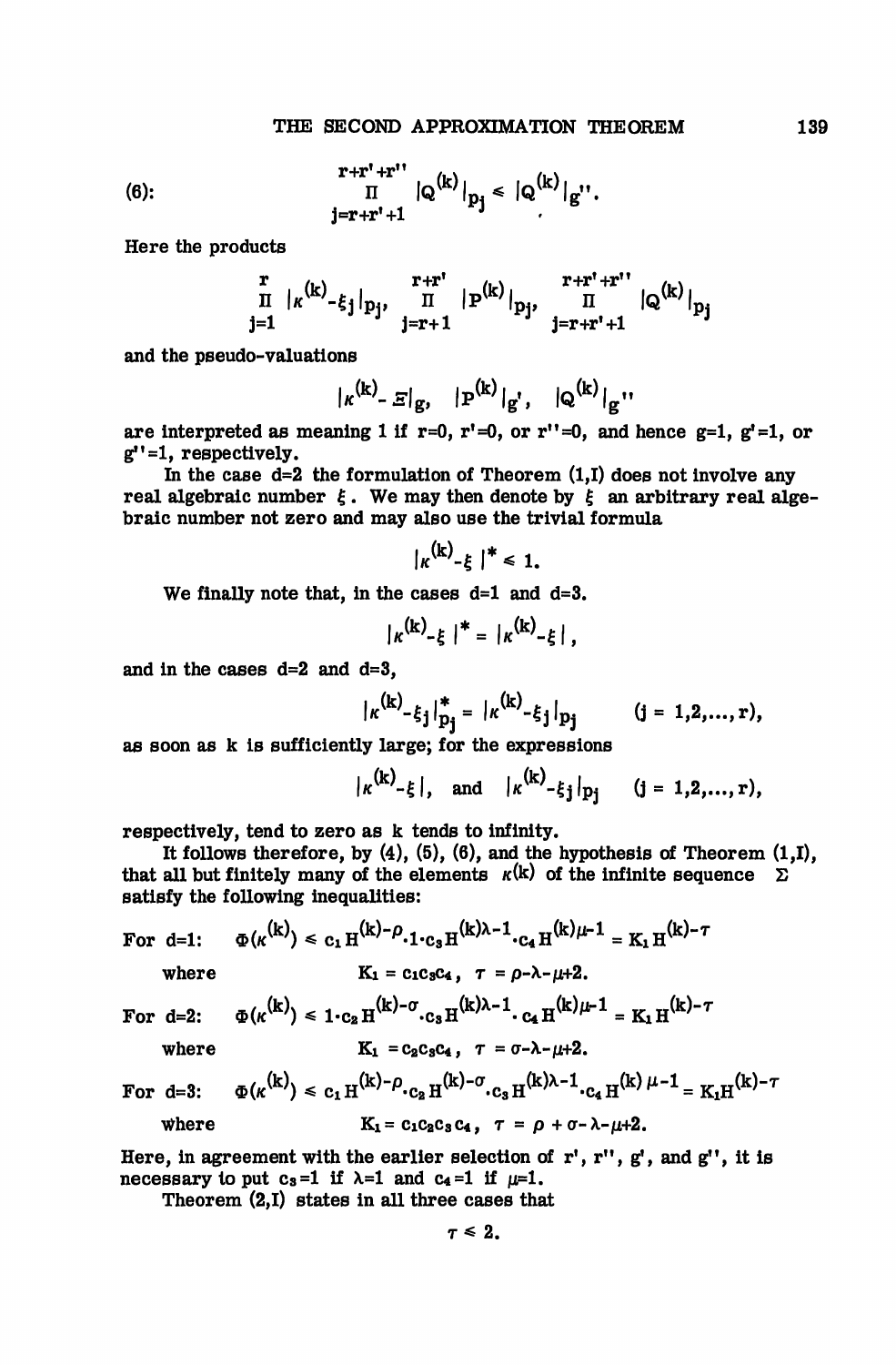(6):
$$\prod_{j=r+r'+1}^{r+r'+r''} |Q^{(k)}|_{p_j} \leq |Q^{(k)}|_{g''}.$$

Here the products

$$\prod_{j=1}^{r} |\kappa^{(k)}-\xi_j|_{p_j}, \quad \prod_{j=r+1}^{r+r'} |P^{(k)}|_{p_j}, \quad \prod_{j=r+r'+1}^{r+r'+r''} |Q^{(k)}|_{p_j}$$

and the pseudo-valuations

$$|\kappa^{(k)}-\Xi|_g, \quad |P^{(k)}|_{g'}, \quad |Q^{(k)}|_{g''}$$

are interpreted as meaning 1 if $r=0$, $r'=0$, or $r''=0$, and hence $g=1$, $g'=1$, or $g''=1$, respectively.

In the case $d=2$ the formulation of Theorem (1,I) does not involve any real algebraic number $\xi$. We may then denote by $\xi$ an arbitrary real algebraic number not zero and may also use the trivial formula

$$|\kappa^{(k)}-\xi|^* \leq 1.$$

We finally note that, in the cases $d=1$ and $d=3$,

$$|\kappa^{(k)}-\xi|^* = |\kappa^{(k)}-\xi|,$$

and in the cases $d=2$ and $d=3$,

$$|\kappa^{(k)}-\xi_j|^*_{p_j} = |\kappa^{(k)}-\xi_j|_{p_j} \qquad (j = 1,2,\ldots,r),$$

as soon as k is sufficiently large; for the expressions

$$|\kappa^{(k)}-\xi|, \quad \text{and} \quad |\kappa^{(k)}-\xi_j|_{p_j} \qquad (j = 1,2,\ldots,r),$$

respectively, tend to zero as k tends to infinity.

It follows therefore, by (4), (5), (6), and the hypothesis of Theorem (1,I), that all but finitely many of the elements $\kappa^{(k)}$ of the infinite sequence $\Sigma$ satisfy the following inequalities:

For $d=1$: $\quad \Phi(\kappa^{(k)}) \leq c_1 H^{(k)-\rho} \cdot 1 \cdot c_3 H^{(k)\lambda-1} \cdot c_4 H^{(k)\mu-1} = K_1 H^{(k)-\tau}$

where $\quad K_1 = c_1c_3c_4, \quad \tau = \rho-\lambda-\mu+2.$

For $d=2$: $\quad \Phi(\kappa^{(k)}) \leq 1 \cdot c_2 H^{(k)-\sigma} \cdot c_3 H^{(k)\lambda-1} \cdot c_4 H^{(k)\mu-1} = K_1 H^{(k)-\tau}$

where $\quad K_1 = c_2c_3c_4, \quad \tau = \sigma-\lambda-\mu+2.$

For $d=3$: $\quad \Phi(\kappa^{(k)}) \leq c_1 H^{(k)-\rho} \cdot c_2 H^{(k)-\sigma} \cdot c_3 H^{(k)\lambda-1} \cdot c_4 H^{(k)\mu-1} = K_1 H^{(k)-\tau}$

where $\quad K_1 = c_1c_2c_3c_4, \quad \tau = \rho+\sigma-\lambda-\mu+2.$

Here, in agreement with the earlier selection of $r'$, $r''$, $g'$, and $g''$, it is necessary to put $c_3=1$ if $\lambda=1$ and $c_4=1$ if $\mu=1$.

Theorem (2,I) states in all three cases that

$$\tau \leq 2.$$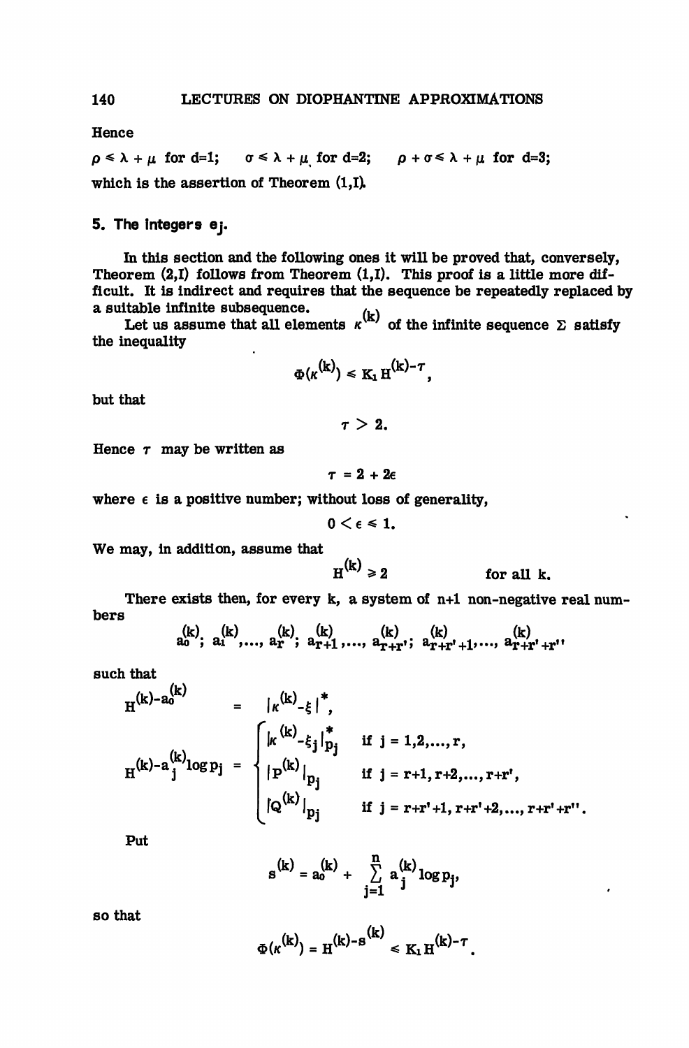Hence

$\rho \leq \lambda + \mu$ for d=1; $\sigma \leq \lambda + \mu$ for d=2; $\rho + \sigma \leq \lambda + \mu$ for d=3;

which is the assertion of Theorem (1,I).

## 5. The integers $e_j$.

In this section and the following ones it will be proved that, conversely, Theorem (2,I) follows from Theorem (1,I). This proof is a little more difficult. It is indirect and requires that the sequence be repeatedly replaced by a suitable infinite subsequence.

Let us assume that all elements $\kappa^{(k)}$ of the infinite sequence $\Sigma$ satisfy the inequality

$$\Phi(\kappa^{(k)}) \leq K_1 H^{(k)-\tau},$$

but that

$$\tau > 2.$$

Hence $\tau$ may be written as

$$\tau = 2 + 2\epsilon$$

where $\epsilon$ is a positive number; without loss of generality,

$$0 < \epsilon \leq 1.$$

We may, in addition, assume that

$$H^{(k)} \geq 2 \qquad \text{for all k.}$$

There exists then, for every k, a system of n+1 non-negative real numbers

$$a_0^{(k)};\ a_1^{(k)}, \ldots, a_r^{(k)};\ a_{r+1}^{(k)}, \ldots, a_{r+r'}^{(k)};\ a_{r+r'+1}^{(k)}, \ldots, a_{r+r'+r''}^{(k)}$$

such that

$$H^{(k)-a_0^{(k)}} = |\kappa^{(k)}-\xi|^*,$$

$$H^{(k)-a_j^{(k)}\log p_j} = \begin{cases} |\kappa^{(k)}-\xi_j|_{p_j}^* & \text{if } j = 1,2,\ldots,r, \\ |P^{(k)}|_{p_j} & \text{if } j = r+1, r+2, \ldots, r+r', \\ |Q^{(k)}|_{p_j} & \text{if } j = r+r'+1, r+r'+2, \ldots, r+r'+r''. \end{cases}$$

Put

$$s^{(k)} = a_0^{(k)} + \sum_{j=1}^{n} a_j^{(k)} \log p_j,$$

so that

$$\Phi(\kappa^{(k)}) = H^{(k)-s^{(k)}} \leq K_1 H^{(k)-\tau}.$$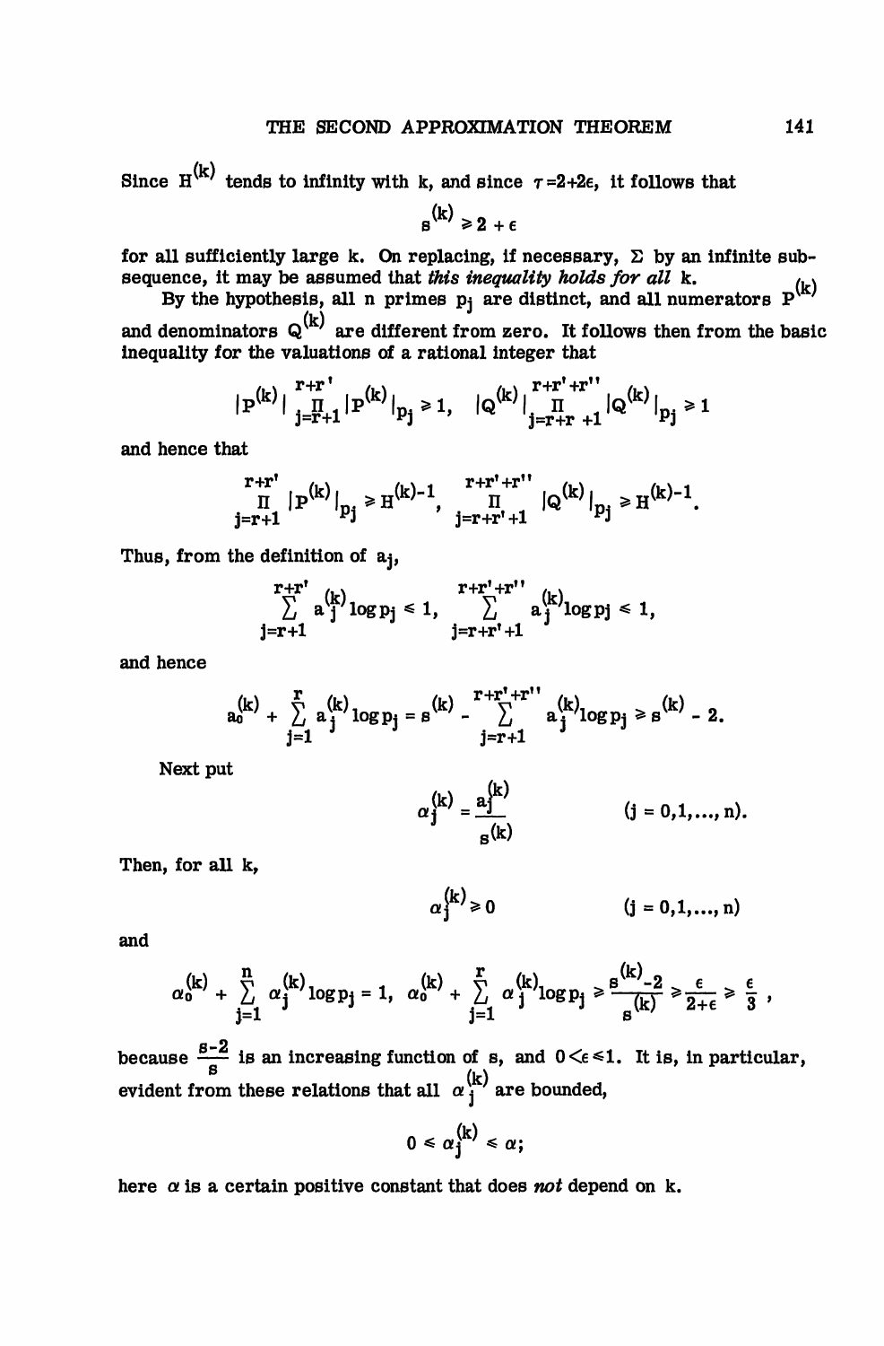Since $H^{(k)}$ tends to infinity with k, and since $\tau = 2+2\epsilon$, it follows that

$$s^{(k)} \geq 2 + \epsilon$$

for all sufficiently large k. On replacing, if necessary, $\Sigma$ by an infinite subsequence, it may be assumed that *this inequality holds for all* k.

By the hypothesis, all n primes $p_j$ are distinct, and all numerators $P^{(k)}$ and denominators $Q^{(k)}$ are different from zero. It follows then from the basic inequality for the valuations of a rational integer that

$$|P^{(k)}| \prod_{j=r+1}^{r+r'} |P^{(k)}|_{p_j} \geq 1, \quad |Q^{(k)}| \prod_{j=r+r'+1}^{r+r'+r''} |Q^{(k)}|_{p_j} \geq 1$$

and hence that

$$\prod_{j=r+1}^{r+r'} |P^{(k)}|_{p_j} \geq H^{(k)-1}, \quad \prod_{j=r+r'+1}^{r+r'+r''} |Q^{(k)}|_{p_j} \geq H^{(k)-1}.$$

Thus, from the definition of $a_j$,

$$\sum_{j=r+1}^{r+r'} a_j^{(k)} \log p_j \leq 1, \quad \sum_{j=r+r'+1}^{r+r'+r''} a_j^{(k)} \log p_j \leq 1,$$

and hence

$$a_0^{(k)} + \sum_{j=1}^{r} a_j^{(k)} \log p_j = s^{(k)} - \sum_{j=r+1}^{r+r'+r''} a_j^{(k)} \log p_j \geq s^{(k)} - 2.$$

Next put

$$\alpha_j^{(k)} = \frac{a_j^{(k)}}{s^{(k)}} \qquad (j = 0,1,\ldots,n).$$

Then, for all k,

$$\alpha_j^{(k)} \geq 0 \qquad (j = 0,1,\ldots,n)$$

and

$$\alpha_0^{(k)} + \sum_{j=1}^{n} \alpha_j^{(k)} \log p_j = 1, \quad \alpha_0^{(k)} + \sum_{j=1}^{r} \alpha_j^{(k)} \log p_j \geq \frac{s^{(k)}-2}{s^{(k)}} \geq \frac{\epsilon}{2+\epsilon} \geq \frac{\epsilon}{3},$$

because $\frac{s-2}{s}$ is an increasing function of s, and $0 < \epsilon \leq 1$. It is, in particular, evident from these relations that all $\alpha_j^{(k)}$ are bounded,

$$0 \leq \alpha_j^{(k)} \leq \alpha;$$

here $\alpha$ is a certain positive constant that does *not* depend on k.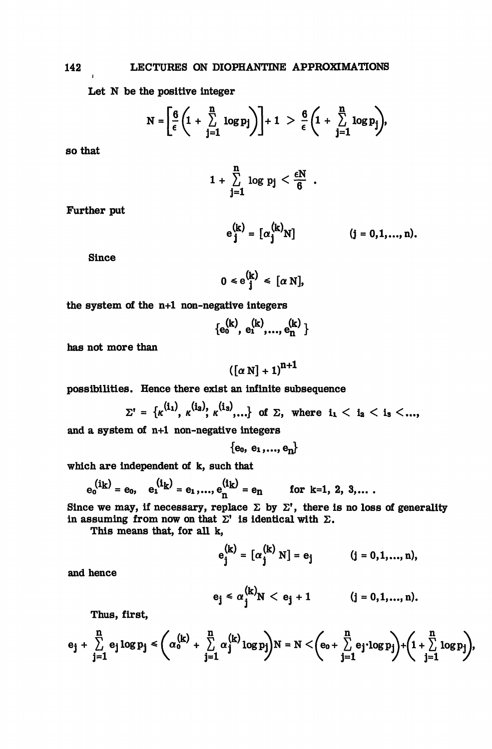Let N be the positive integer

$$N = \left[\frac{6}{\epsilon}\left(1 + \sum_{j=1}^{n} \log p_j\right)\right] + 1 > \frac{6}{\epsilon}\left(1 + \sum_{j=1}^{n} \log p_j\right),$$

so that

$$1 + \sum_{j=1}^{n} \log p_j < \frac{\epsilon N}{6} .$$

Further put

$$e_j^{(k)} = [\alpha_j^{(k)} N] \qquad (j = 0,1,\dots, n).$$

Since

$$0 \leqslant e_j^{(k)} \leqslant [\alpha N],$$

the system of the n+1 non-negative integers

$$\{e_0^{(k)}, e_1^{(k)}, \dots, e_n^{(k)}\}$$

has not more than

$$([\alpha N] + 1)^{n+1}$$

possibilities. Hence there exist an infinite subsequence

$$\Sigma' = \{\kappa^{(i_1)}, \kappa^{(i_2)}, \kappa^{(i_3)}, \dots\} \text{ of } \Sigma, \text{ where } i_1 < i_2 < i_3 < \dots,$$

and a system of n+1 non-negative integers

$$\{e_0, e_1, \dots, e_n\}$$

which are independent of k, such that

$$e_0^{(i_k)} = e_0, \quad e_1^{(i_k)} = e_1, \dots, e_n^{(i_k)} = e_n \qquad \text{for } k=1, 2, 3, \dots .$$

Since we may, if necessary, replace $\Sigma$ by $\Sigma'$, there is no loss of generality in assuming from now on that $\Sigma'$ is identical with $\Sigma$.

This means that, for all k,

$$e_j^{(k)} = [\alpha_j^{(k)} N] = e_j \qquad (j = 0,1,\dots, n),$$

and hence

$$e_j \leqslant \alpha_j^{(k)} N < e_j + 1 \qquad (j = 0,1,\dots, n).$$

Thus, first,

$$e_j + \sum_{j=1}^{n} e_j \log p_j \leqslant \left(\alpha_0^{(k)} + \sum_{j=1}^{n} \alpha_j^{(k)} \log p_j\right) N = N < \left(e_0 + \sum_{j=1}^{n} e_j \cdot \log p_j\right) + \left(1 + \sum_{j=1}^{n} \log p_j\right),$$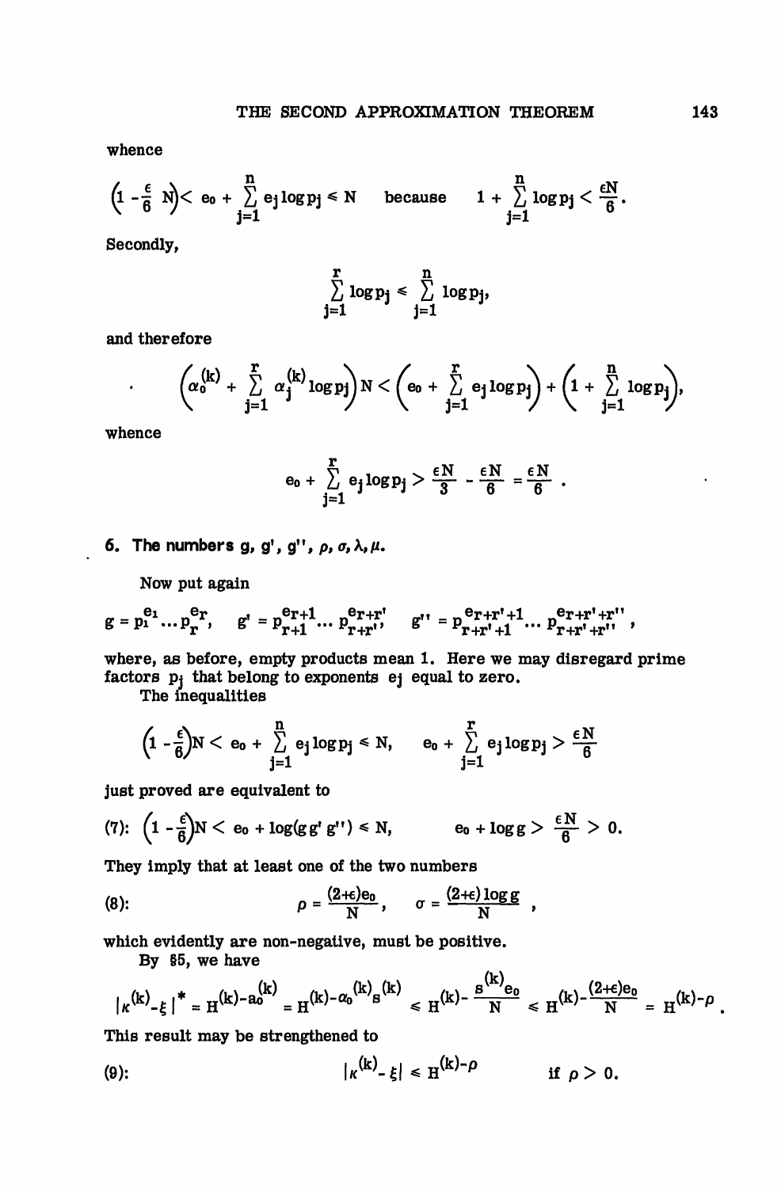whence

$$\left(1-\frac{\epsilon}{6}\ N\right)< e_0+\sum_{j=1}^{n} e_j \log p_j \leqslant N \quad \text{because} \quad 1+\sum_{j=1}^{n}\log p_j < \frac{\epsilon N}{6}.$$

Secondly,

$$\sum_{j=1}^{r}\log p_j \leqslant \sum_{j=1}^{n}\log p_j,$$

and therefore

$$\left(\alpha_0^{(k)}+\sum_{j=1}^{r}\alpha_j^{(k)}\log p_j\right)N < \left(e_0+\sum_{j=1}^{r} e_j\log p_j\right)+\left(1+\sum_{j=1}^{n}\log p_j\right),$$

whence

$$e_0+\sum_{j=1}^{r} e_j\log p_j > \frac{\epsilon N}{3}-\frac{\epsilon N}{6}=\frac{\epsilon N}{6}.$$

### 6. The numbers $g$, $g'$, $g''$, $\rho$, $\sigma$, $\lambda$, $\mu$.

Now put again

$$g = p_1^{e_1}\dots p_r^{e_r}, \quad g' = p_{r+1}^{e_{r+1}}\dots p_{r+r'}^{e_{r+r'}} \quad g'' = p_{r+r'+1}^{e_{r+r'+1}}\dots p_{r+r'+r''}^{e_{r+r'+r''}},$$

where, as before, empty products mean 1. Here we may disregard prime factors $p_j$ that belong to exponents $e_j$ equal to zero.

The inequalities

$$\left(1-\frac{\epsilon}{6}\right)N < e_0+\sum_{j=1}^{n} e_j\log p_j \leqslant N, \qquad e_0+\sum_{j=1}^{r} e_j\log p_j > \frac{\epsilon N}{6}$$

just proved are equivalent to

(7): $$\left(1-\frac{\epsilon}{6}\right)N < e_0+\log(g g' g'') \leqslant N, \qquad e_0+\log g > \frac{\epsilon N}{6} > 0.$$

They imply that at least one of the two numbers

(8): $$\rho=\frac{(2+\epsilon)e_0}{N}, \quad \sigma=\frac{(2+\epsilon)\log g}{N},$$

which evidently are non-negative, must be positive.

By §5, we have

$$|\kappa^{(k)}-\xi|^{*} = H^{(k)-a_0^{(k)}} = H^{(k)-\alpha_0^{(k)}s^{(k)}} \leqslant H^{(k)-\frac{s^{(k)}e_0}{N}} \leqslant H^{(k)-\frac{(2+\epsilon)e_0}{N}} = H^{(k)-\rho}.$$

This result may be strengthened to

(9): $$|\kappa^{(k)}-\xi| \leqslant H^{(k)-\rho} \qquad \text{if } \rho > 0.$$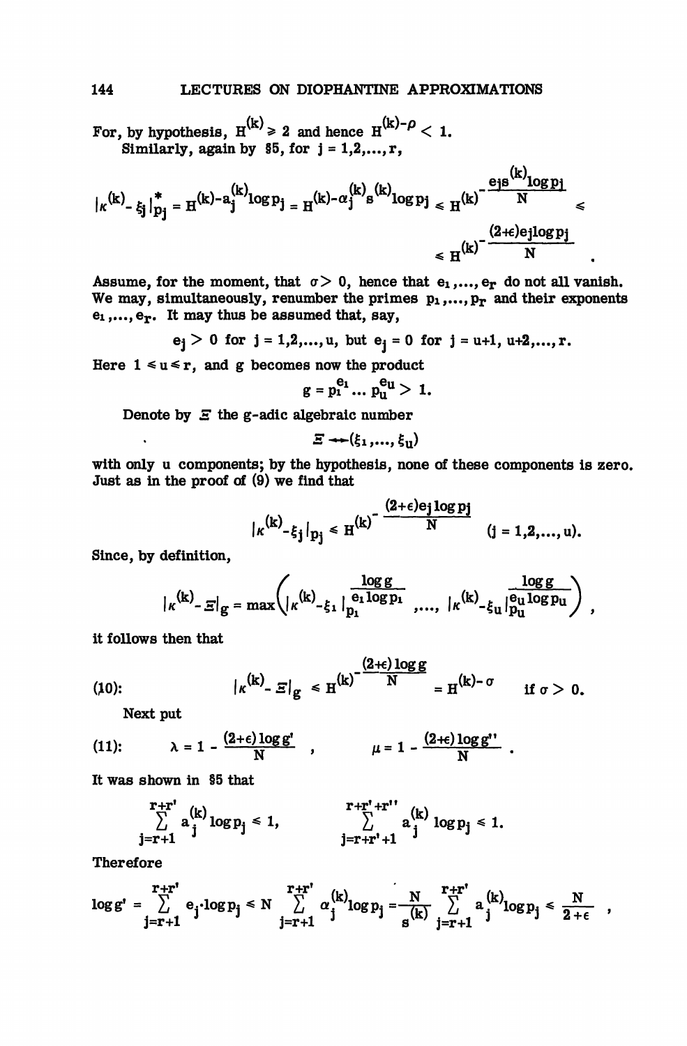For, by hypothesis, $H^{(k)} \geq 2$ and hence $H^{(k)-\rho} < 1$.

Similarly, again by §5, for $j = 1,2,\ldots,r$,

$$|\kappa^{(k)} - \xi_j|^*_{p_j} = H^{(k)-a_j^{(k)}\log p_j} = H^{(k)-\alpha_j^{(k)} s^{(k)}\log p_j} \leq H^{(k)^{-\frac{e_j s^{(k)}\log p_j}{N}}} \leq$$

$$\leq H^{(k)^{-\frac{(2+\epsilon)e_j \log p_j}{N}}} .$$

Assume, for the moment, that $\sigma > 0$, hence that $e_1,\ldots,e_r$ do not all vanish. We may, simultaneously, renumber the primes $p_1,\ldots,p_r$ and their exponents $e_1,\ldots,e_r$. It may thus be assumed that, say,

$$e_j > 0 \text{ for } j = 1,2,\ldots,u, \text{ but } e_j = 0 \text{ for } j = u+1, u+2,\ldots,r.$$

Here $1 \leq u \leq r$, and $g$ becomes now the product

$$g = p_1^{e_1} \ldots p_u^{e_u} > 1.$$

Denote by $\Xi$ the g-adic algebraic number

$$\Xi \leftrightarrow (\xi_1,\ldots,\xi_u)$$

with only u components; by the hypothesis, none of these components is zero. Just as in the proof of (9) we find that

$$|\kappa^{(k)} - \xi_j|_{p_j} \leq H^{(k)^{-\frac{(2+\epsilon)e_j \log p_j}{N}}} \qquad (j = 1,2,\ldots,u).$$

Since, by definition,

$$|\kappa^{(k)} - \Xi|_g = \max\left(|\kappa^{(k)} - \xi_1|_{p_1}^{\frac{\log g}{e_1 \log p_1}}, \ldots, |\kappa^{(k)} - \xi_u|_{p_u}^{\frac{\log g}{e_u \log p_u}}\right),$$

it follows then that

$$(10): \qquad |\kappa^{(k)} - \Xi|_g \leq H^{(k)^{-\frac{(2+\epsilon)\log g}{N}}} = H^{(k)-\sigma} \qquad \text{if } \sigma > 0.$$

Next put

$$(11): \qquad \lambda = 1 - \frac{(2+\epsilon)\log g'}{N}, \qquad \mu = 1 - \frac{(2+\epsilon)\log g''}{N}.$$

It was shown in §5 that

$$\sum_{j=r+1}^{r+r'} a_j^{(k)} \log p_j \leq 1, \qquad \sum_{j=r+r'+1}^{r+r'+r''} a_j^{(k)} \log p_j \leq 1.$$

Therefore

$$\log g' = \sum_{j=r+1}^{r+r'} e_j \cdot \log p_j \leq N \sum_{j=r+1}^{r+r'} \alpha_j^{(k)} \log p_j = \frac{N}{s^{(k)}} \sum_{j=r+1}^{r+r'} a_j^{(k)} \log p_j \leq \frac{N}{2+\epsilon},$$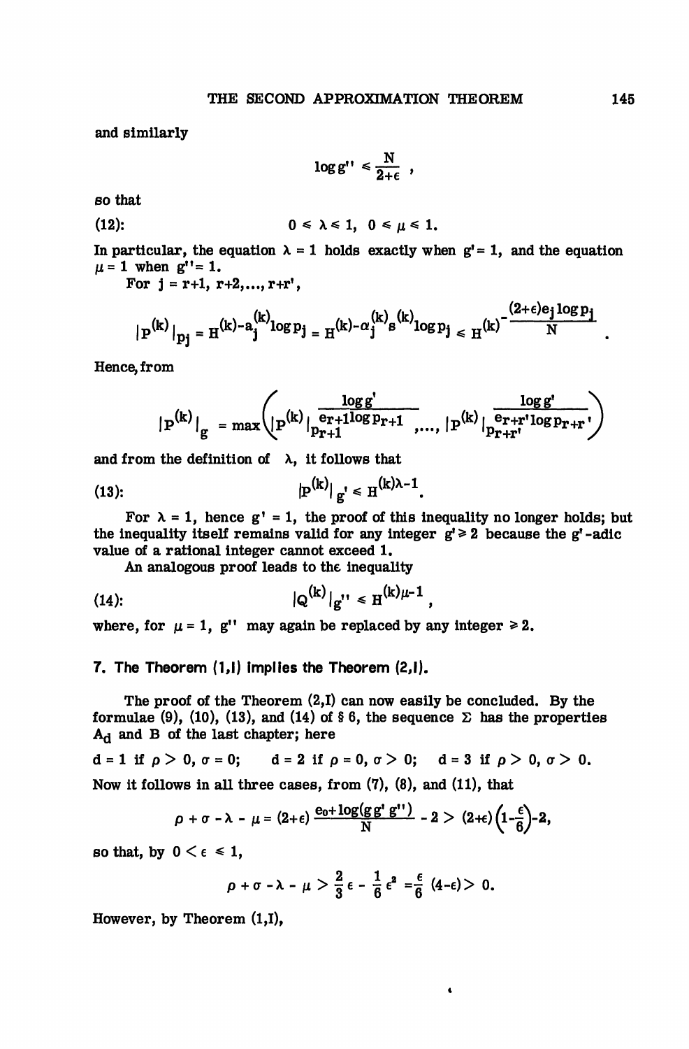and similarly

$$\log g'' \leq \frac{N}{2+\epsilon},$$

so that

$$(12): \qquad 0 \leq \lambda \leq 1, \quad 0 \leq \mu \leq 1.$$

In particular, the equation $\lambda = 1$ holds exactly when $g' = 1$, and the equation $\mu = 1$ when $g'' = 1$.

For $j = r+1, r+2, \ldots, r+r'$,

$$|P^{(k)}|_{p_j} = H^{(k)-a_j^{(k)}\log p_j} = H^{(k)-\alpha_j^{(k)}s^{(k)}\log p_j} \leq H^{(k)^{-\frac{(2+\epsilon)e_j \log p_j}{N}}}.$$

Hence, from

$$|P^{(k)}|_g = \max\left(|P^{(k)}|_{p_{r+1}}^{\frac{\log g'}{e_{r+1}\log p_{r+1}}}, \ldots, |P^{(k)}|_{p_{r+r'}}^{\frac{\log g'}{e_{r+r'}\log p_{r+r'}}}\right)$$

and from the definition of $\lambda$, it follows that

$$(13): \qquad |P^{(k)}|_{g'} \leq H^{(k)\lambda - 1}.$$

For $\lambda = 1$, hence $g' = 1$, the proof of this inequality no longer holds; but the inequality itself remains valid for any integer $g' \geq 2$ because the $g'$-adic value of a rational integer cannot exceed 1.

An analogous proof leads to the inequality

$$(14): \qquad |Q^{(k)}|_{g''} \leq H^{(k)\mu - 1},$$

where, for $\mu = 1$, $g''$ may again be replaced by any integer $\geq 2$.

### 7. The Theorem (1,I) implies the Theorem (2,I).

The proof of the Theorem (2,I) can now easily be concluded. By the formulae (9), (10), (13), and (14) of § 6, the sequence $\Sigma$ has the properties $A_d$ and B of the last chapter; here

$d = 1$ if $\rho > 0, \sigma = 0$; $\quad d = 2$ if $\rho = 0, \sigma > 0$; $\quad d = 3$ if $\rho > 0, \sigma > 0$.

Now it follows in all three cases, from (7), (8), and (11), that

$$\rho + \sigma - \lambda - \mu = (2+\epsilon)\frac{e_0 + \log(g g' g'')}{N} - 2 > (2+\epsilon)\left(1 - \frac{\epsilon}{6}\right) - 2,$$

so that, by $0 < \epsilon \leq 1$,

$$\rho + \sigma - \lambda - \mu > \frac{2}{3}\epsilon - \frac{1}{6}\epsilon^2 = \frac{\epsilon}{6}(4-\epsilon) > 0.$$

However, by Theorem (1,I),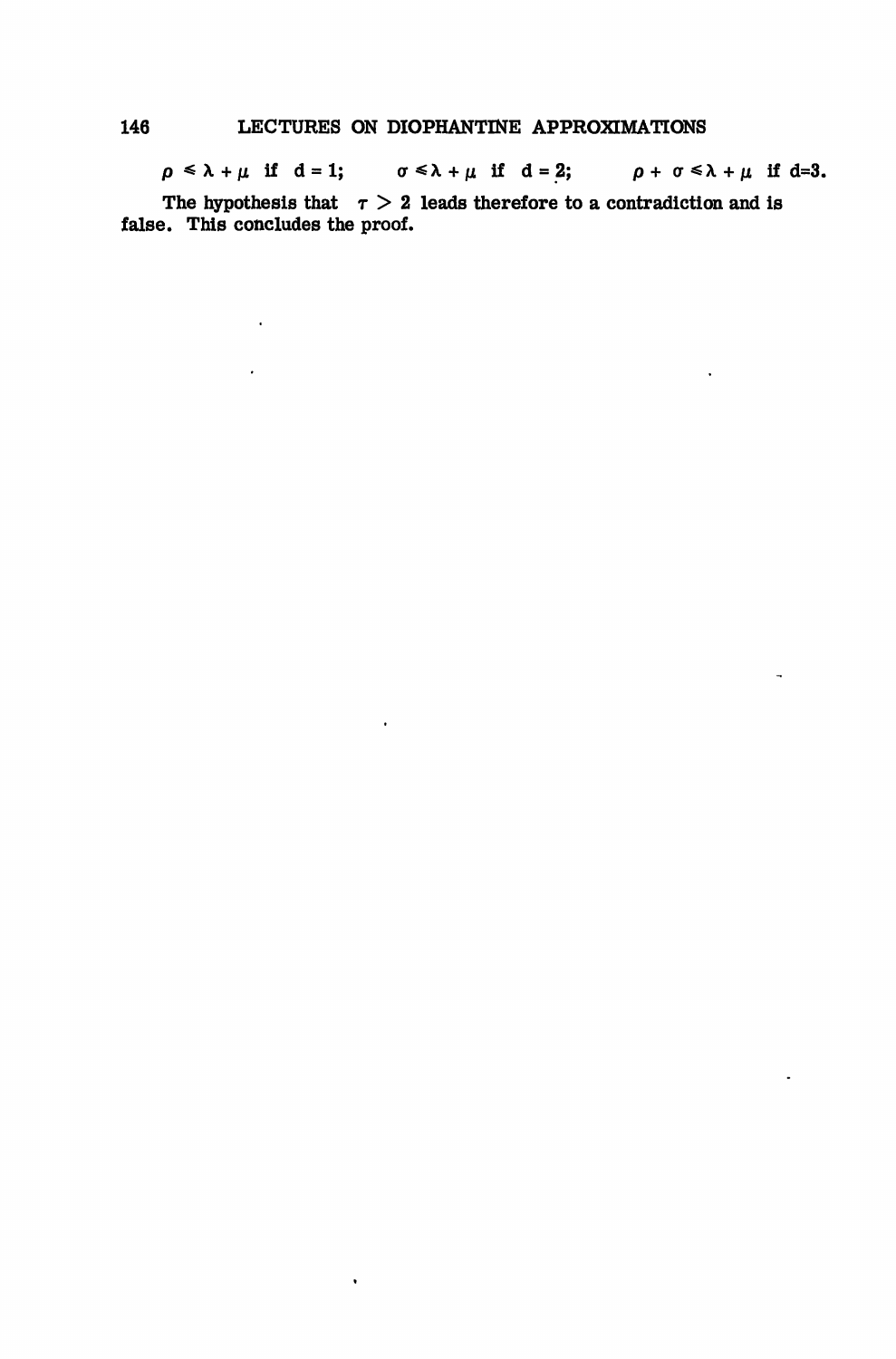$\rho \leqslant \lambda + \mu$ if $d = 1$; $\sigma \leqslant \lambda + \mu$ if $d = 2$; $\rho + \sigma \leqslant \lambda + \mu$ if $d=3$.

The hypothesis that $\tau > 2$ leads therefore to a contradiction and is false. This concludes the proof.